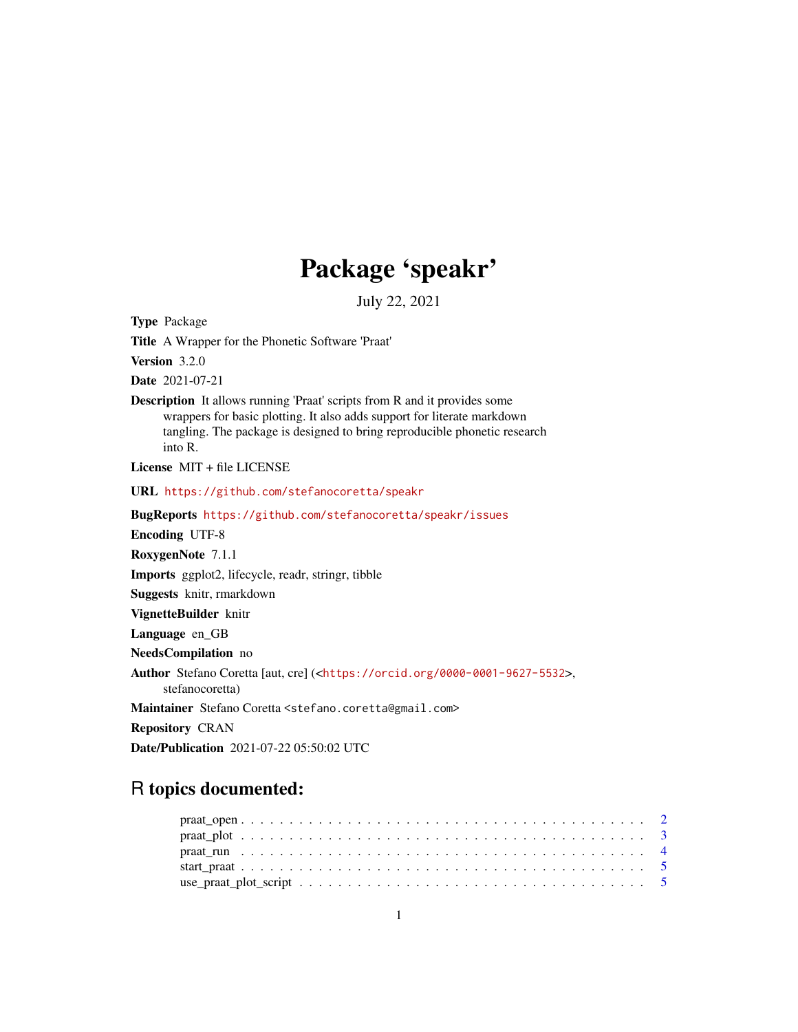# Package 'speakr'

July 22, 2021

**Type** Package

**Title** A Wrapper for the Phonetic Software 'Praat'

**Version** 3.2.0

**Date** 2021-07-21

**Description** It allows running 'Praat' scripts from R and it provides some wrappers for basic plotting. It also adds support for literate markdown tangling. The package is designed to bring reproducible phonetic research into R.

**License** MIT + file LICENSE

**URL** https://github.com/stefanocoretta/speakr

**BugReports** https://github.com/stefanocoretta/speakr/issues

**Encoding** UTF-8

**RoxygenNote** 7.1.1

**Imports** ggplot2, lifecycle, readr, stringr, tibble

**Suggests** knitr, rmarkdown

**VignetteBuilder** knitr

**Language** en_GB

**NeedsCompilation** no

**Author** Stefano Coretta [aut, cre] (<https://orcid.org/0000-0001-9627-5532>, stefanocoretta)

**Maintainer** Stefano Coretta <stefano.coretta@gmail.com>

**Repository** CRAN

**Date/Publication** 2021-07-22 05:50:02 UTC

## R topics documented:

- praat_open . . . . . . . . . . . . . . . . . . . . . . . . . . . . . . . . . . . . . . . . 2
- praat_plot . . . . . . . . . . . . . . . . . . . . . . . . . . . . . . . . . . . . . . . . 3
- praat_run . . . . . . . . . . . . . . . . . . . . . . . . . . . . . . . . . . . . . . . . 4
- start_praat . . . . . . . . . . . . . . . . . . . . . . . . . . . . . . . . . . . . . . . . 5
- use_praat_plot_script . . . . . . . . . . . . . . . . . . . . . . . . . . . . . . . . . . 5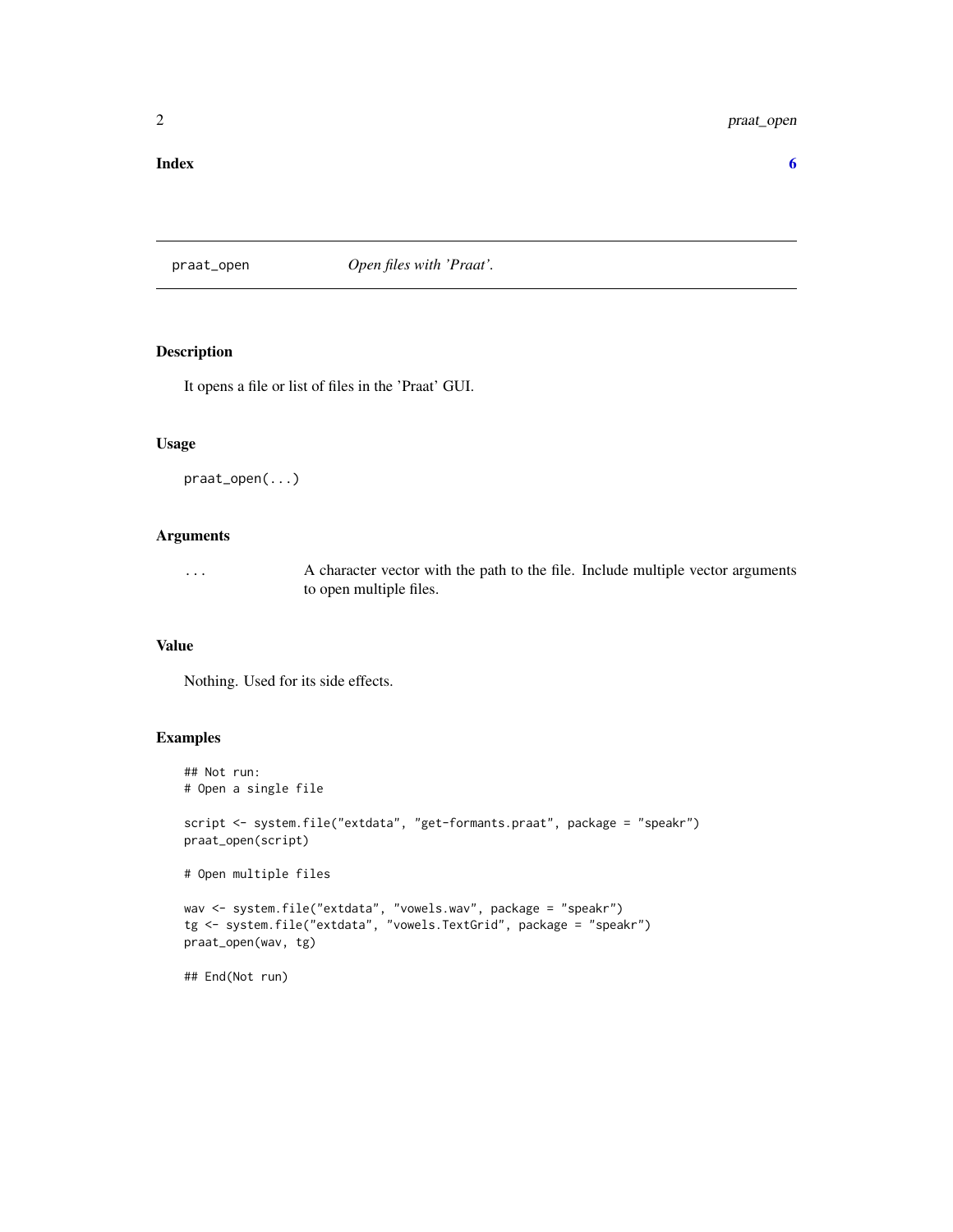**Index** **6**

## praat_open — *Open files with 'Praat'.*

### Description

It opens a file or list of files in the 'Praat' GUI.

### Usage

```
praat_open(...)
```

### Arguments

| | |
|---|---|
| ... | A character vector with the path to the file. Include multiple vector arguments to open multiple files. |

### Value

Nothing. Used for its side effects.

### Examples

```
## Not run:
# Open a single file

script <- system.file("extdata", "get-formants.praat", package = "speakr")
praat_open(script)

# Open multiple files

wav <- system.file("extdata", "vowels.wav", package = "speakr")
tg <- system.file("extdata", "vowels.TextGrid", package = "speakr")
praat_open(wav, tg)

## End(Not run)
```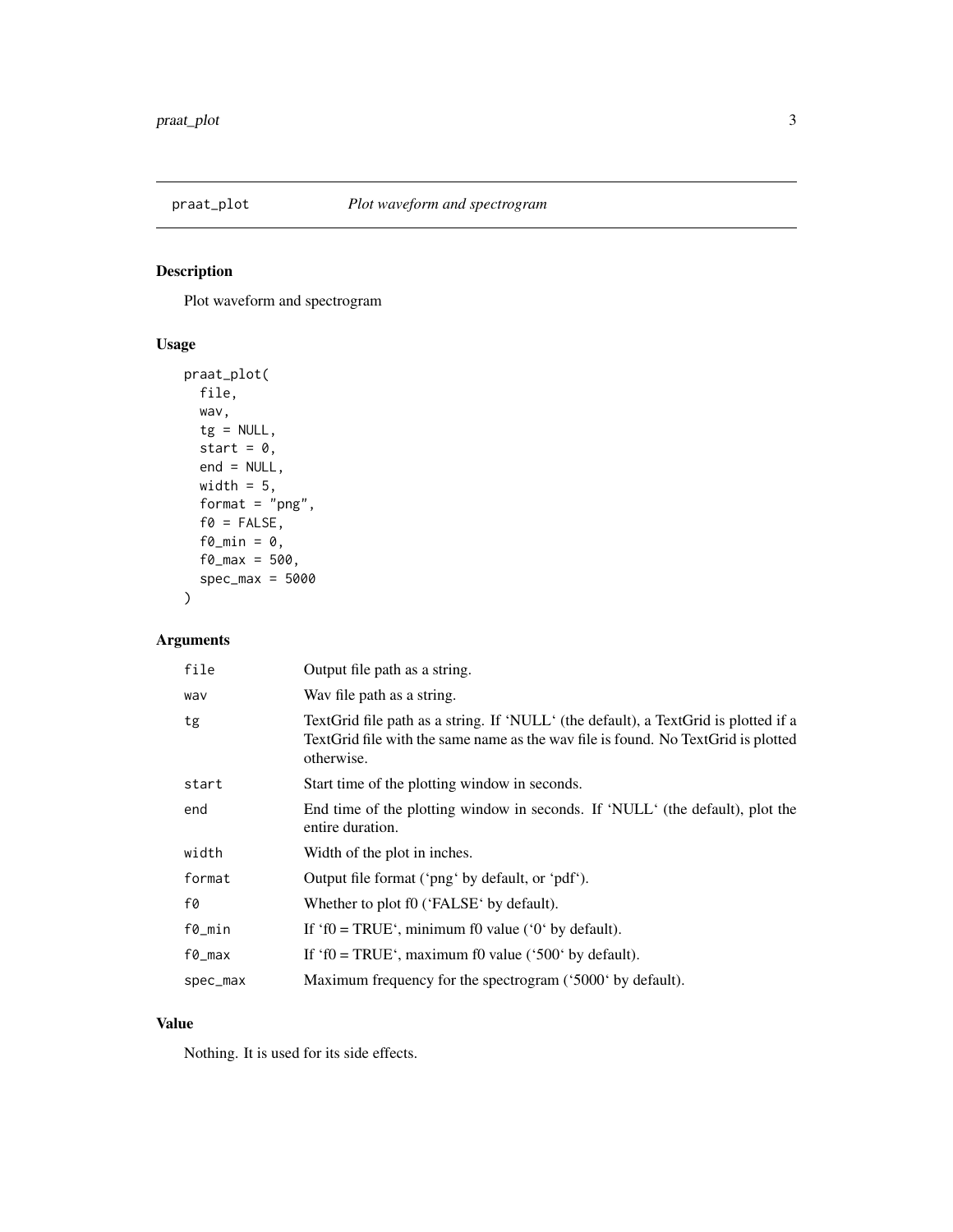## praat_plot *Plot waveform and spectrogram*

### Description

Plot waveform and spectrogram

### Usage

```
praat_plot(
  file,
  wav,
  tg = NULL,
  start = 0,
  end = NULL,
  width = 5,
  format = "png",
  f0 = FALSE,
  f0_min = 0,
  f0_max = 500,
  spec_max = 5000
)
```

### Arguments

| | |
|---|---|
| `file` | Output file path as a string. |
| `wav` | Wav file path as a string. |
| `tg` | TextGrid file path as a string. If 'NULL' (the default), a TextGrid is plotted if a TextGrid file with the same name as the wav file is found. No TextGrid is plotted otherwise. |
| `start` | Start time of the plotting window in seconds. |
| `end` | End time of the plotting window in seconds. If 'NULL' (the default), plot the entire duration. |
| `width` | Width of the plot in inches. |
| `format` | Output file format ('png' by default, or 'pdf'). |
| `f0` | Whether to plot f0 ('FALSE' by default). |
| `f0_min` | If 'f0 = TRUE', minimum f0 value ('0' by default). |
| `f0_max` | If 'f0 = TRUE', maximum f0 value ('500' by default). |
| `spec_max` | Maximum frequency for the spectrogram ('5000' by default). |

### Value

Nothing. It is used for its side effects.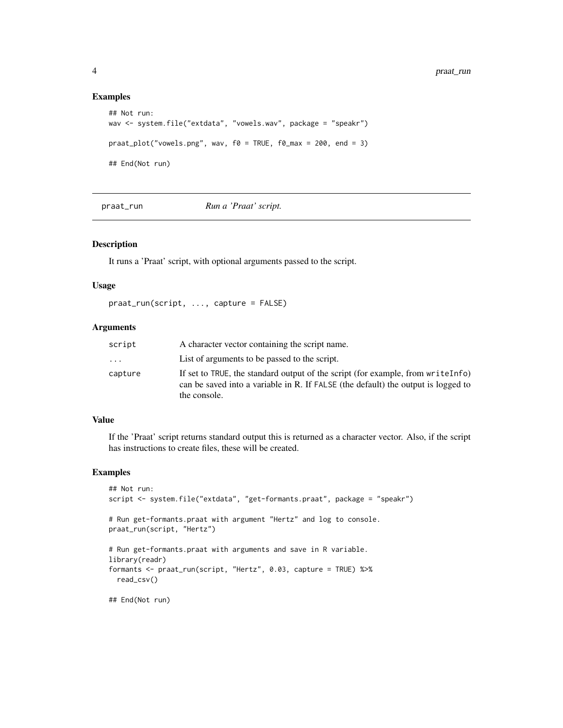### Examples

```
## Not run:
wav <- system.file("extdata", "vowels.wav", package = "speakr")

praat_plot("vowels.png", wav, f0 = TRUE, f0_max = 200, end = 3)

## End(Not run)
```

## praat_run — *Run a 'Praat' script.*

### Description

It runs a 'Praat' script, with optional arguments passed to the script.

### Usage

```
praat_run(script, ..., capture = FALSE)
```

### Arguments

| | |
|---|---|
| script | A character vector containing the script name. |
| ... | List of arguments to be passed to the script. |
| capture | If set to TRUE, the standard output of the script (for example, from writeInfo) can be saved into a variable in R. If FALSE (the default) the output is logged to the console. |

### Value

If the 'Praat' script returns standard output this is returned as a character vector. Also, if the script has instructions to create files, these will be created.

### Examples

```
## Not run:
script <- system.file("extdata", "get-formants.praat", package = "speakr")

# Run get-formants.praat with argument "Hertz" and log to console.
praat_run(script, "Hertz")

# Run get-formants.praat with arguments and save in R variable.
library(readr)
formants <- praat_run(script, "Hertz", 0.03, capture = TRUE) %>%
  read_csv()

## End(Not run)
```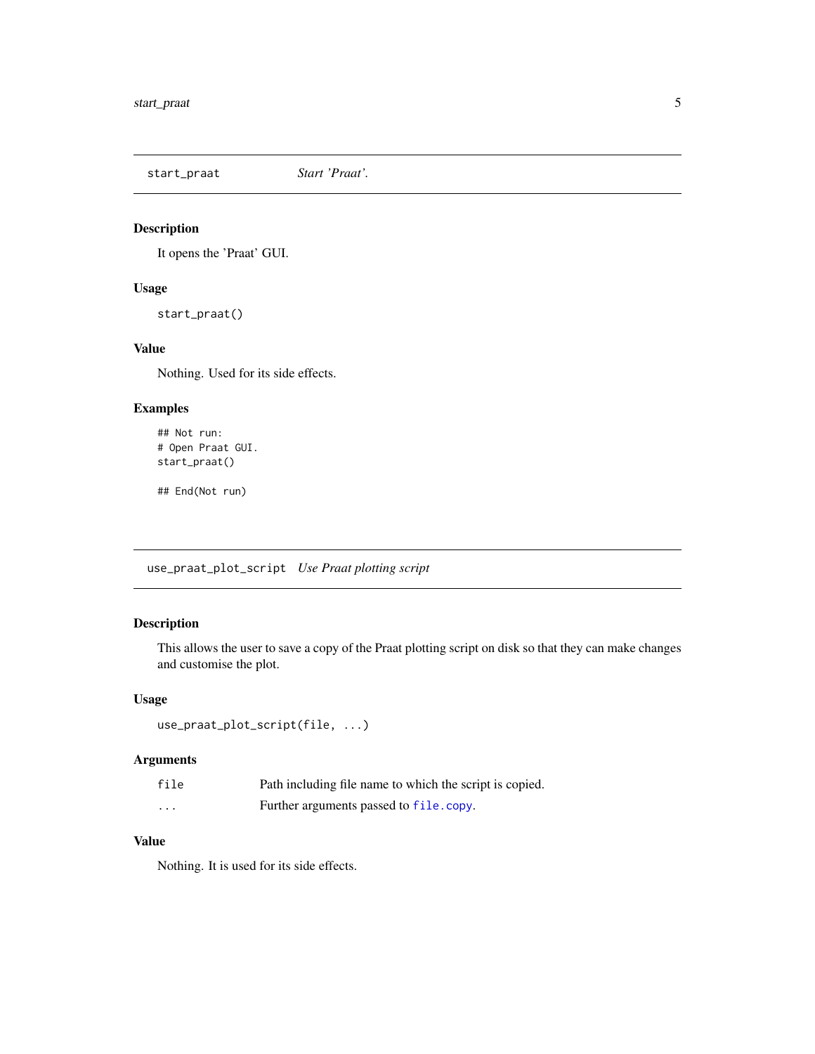## start_praat — *Start 'Praat'.*

### Description

It opens the 'Praat' GUI.

### Usage

```
start_praat()
```

### Value

Nothing. Used for its side effects.

### Examples

```
## Not run:
# Open Praat GUI.
start_praat()

## End(Not run)
```

## use_praat_plot_script — *Use Praat plotting script*

### Description

This allows the user to save a copy of the Praat plotting script on disk so that they can make changes and customise the plot.

### Usage

```
use_praat_plot_script(file, ...)
```

### Arguments

| | |
|---|---|
| `file` | Path including file name to which the script is copied. |
| `...` | Further arguments passed to `file.copy`. |

### Value

Nothing. It is used for its side effects.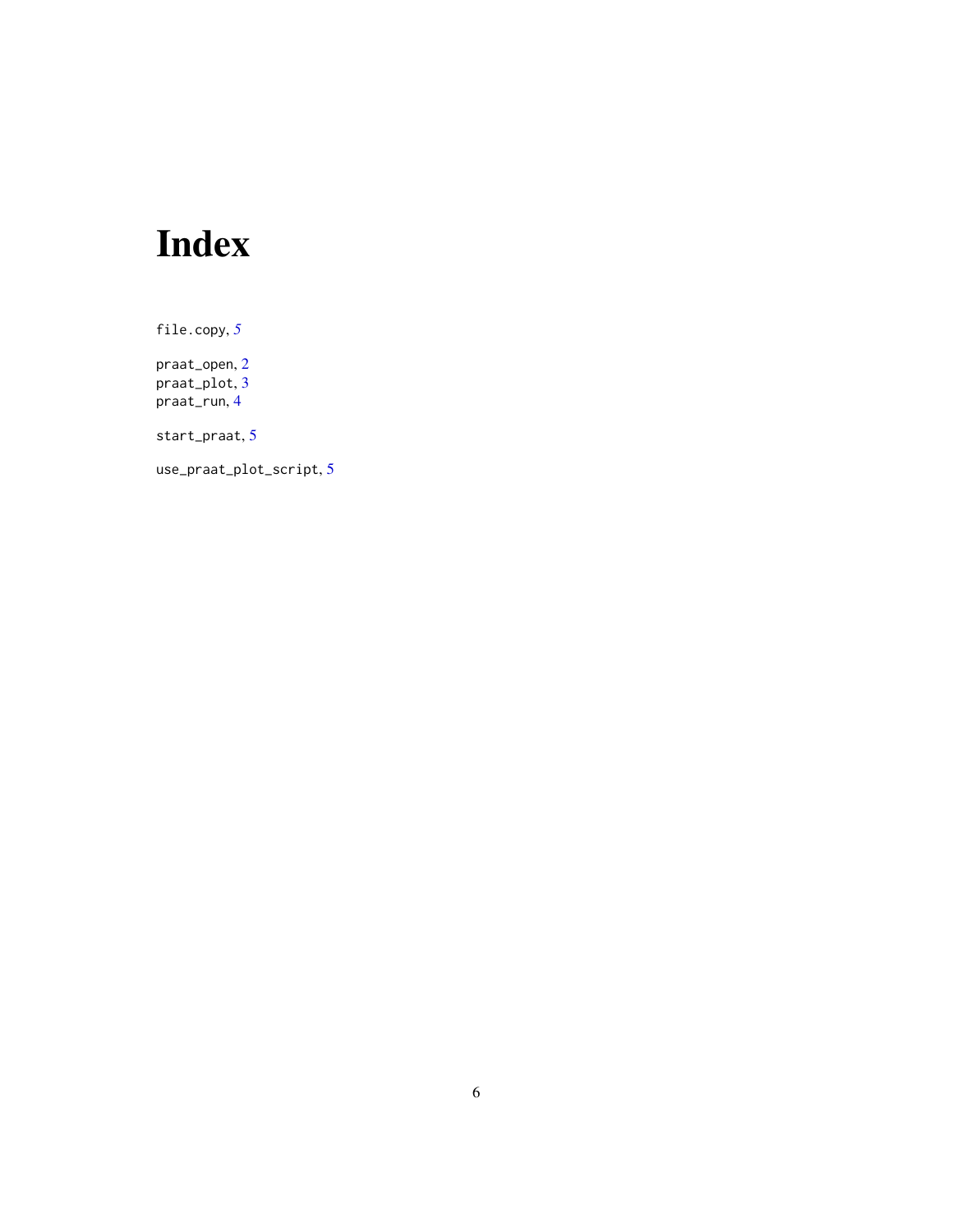# Index

file.copy, *5*

praat_open, 2
praat_plot, 3
praat_run, 4

start_praat, 5

use_praat_plot_script, 5